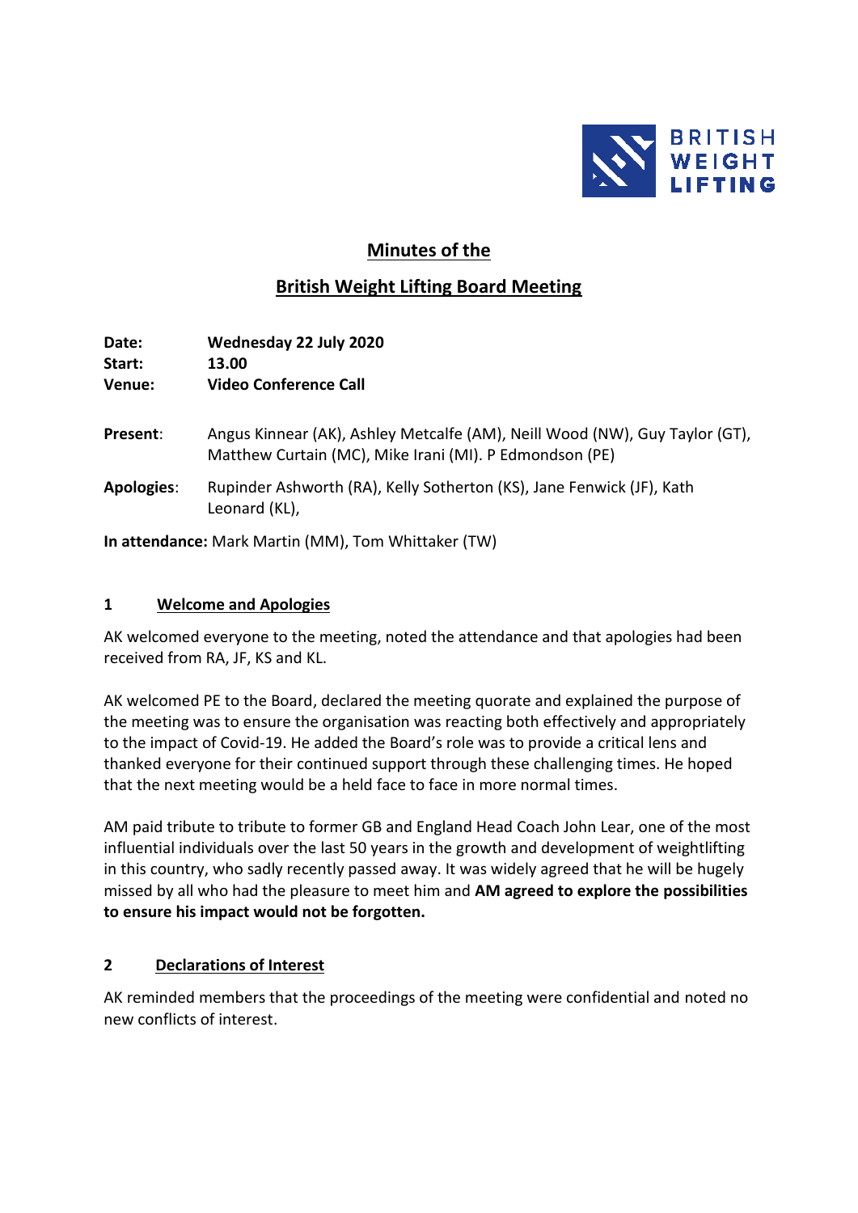# Minutes of the

## British Weight Lifting Board Meeting

**Date:** **Wednesday 22 July 2020**
**Start:** **13.00**
**Venue:** **Video Conference Call**

**Present**: Angus Kinnear (AK), Ashley Metcalfe (AM), Neill Wood (NW), Guy Taylor (GT), Matthew Curtain (MC), Mike Irani (MI). P Edmondson (PE)

**Apologies**: Rupinder Ashworth (RA), Kelly Sotherton (KS), Jane Fenwick (JF), Kath Leonard (KL),

**In attendance:** Mark Martin (MM), Tom Whittaker (TW)

### 1 Welcome and Apologies

AK welcomed everyone to the meeting, noted the attendance and that apologies had been received from RA, JF, KS and KL.

AK welcomed PE to the Board, declared the meeting quorate and explained the purpose of the meeting was to ensure the organisation was reacting both effectively and appropriately to the impact of Covid-19. He added the Board's role was to provide a critical lens and thanked everyone for their continued support through these challenging times. He hoped that the next meeting would be a held face to face in more normal times.

AM paid tribute to tribute to former GB and England Head Coach John Lear, one of the most influential individuals over the last 50 years in the growth and development of weightlifting in this country, who sadly recently passed away. It was widely agreed that he will be hugely missed by all who had the pleasure to meet him and **AM agreed to explore the possibilities to ensure his impact would not be forgotten.**

### 2 Declarations of Interest

AK reminded members that the proceedings of the meeting were confidential and noted no new conflicts of interest.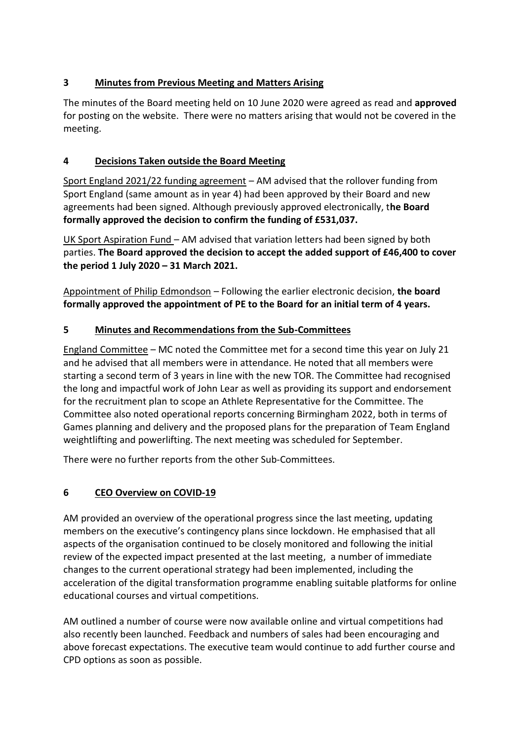## 3 Minutes from Previous Meeting and Matters Arising

The minutes of the Board meeting held on 10 June 2020 were agreed as read and **approved** for posting on the website. There were no matters arising that would not be covered in the meeting.

## 4 Decisions Taken outside the Board Meeting

Sport England 2021/22 funding agreement – AM advised that the rollover funding from Sport England (same amount as in year 4) had been approved by their Board and new agreements had been signed. Although previously approved electronically, t**he Board formally approved the decision to confirm the funding of £531,037.**

UK Sport Aspiration Fund – AM advised that variation letters had been signed by both parties. **The Board approved the decision to accept the added support of £46,400 to cover the period 1 July 2020 – 31 March 2021.**

Appointment of Philip Edmondson – Following the earlier electronic decision, **the board formally approved the appointment of PE to the Board for an initial term of 4 years.**

## 5 Minutes and Recommendations from the Sub-Committees

England Committee – MC noted the Committee met for a second time this year on July 21 and he advised that all members were in attendance. He noted that all members were starting a second term of 3 years in line with the new TOR. The Committee had recognised the long and impactful work of John Lear as well as providing its support and endorsement for the recruitment plan to scope an Athlete Representative for the Committee. The Committee also noted operational reports concerning Birmingham 2022, both in terms of Games planning and delivery and the proposed plans for the preparation of Team England weightlifting and powerlifting. The next meeting was scheduled for September.

There were no further reports from the other Sub-Committees.

## 6 CEO Overview on COVID-19

AM provided an overview of the operational progress since the last meeting, updating members on the executive's contingency plans since lockdown. He emphasised that all aspects of the organisation continued to be closely monitored and following the initial review of the expected impact presented at the last meeting, a number of immediate changes to the current operational strategy had been implemented, including the acceleration of the digital transformation programme enabling suitable platforms for online educational courses and virtual competitions.

AM outlined a number of course were now available online and virtual competitions had also recently been launched. Feedback and numbers of sales had been encouraging and above forecast expectations. The executive team would continue to add further course and CPD options as soon as possible.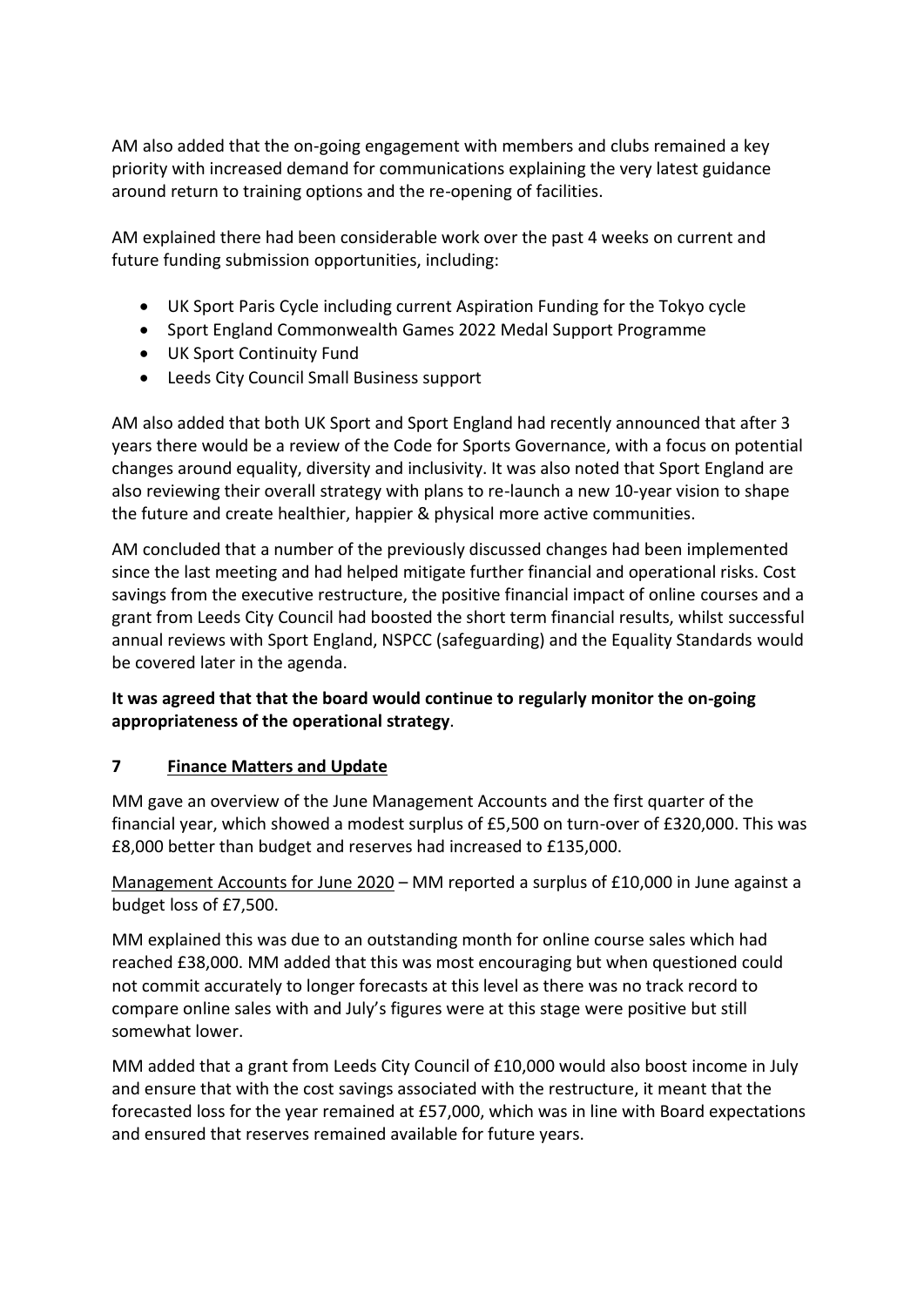AM also added that the on-going engagement with members and clubs remained a key priority with increased demand for communications explaining the very latest guidance around return to training options and the re-opening of facilities.

AM explained there had been considerable work over the past 4 weeks on current and future funding submission opportunities, including:

- UK Sport Paris Cycle including current Aspiration Funding for the Tokyo cycle
- Sport England Commonwealth Games 2022 Medal Support Programme
- UK Sport Continuity Fund
- Leeds City Council Small Business support

AM also added that both UK Sport and Sport England had recently announced that after 3 years there would be a review of the Code for Sports Governance, with a focus on potential changes around equality, diversity and inclusivity. It was also noted that Sport England are also reviewing their overall strategy with plans to re-launch a new 10-year vision to shape the future and create healthier, happier & physical more active communities.

AM concluded that a number of the previously discussed changes had been implemented since the last meeting and had helped mitigate further financial and operational risks. Cost savings from the executive restructure, the positive financial impact of online courses and a grant from Leeds City Council had boosted the short term financial results, whilst successful annual reviews with Sport England, NSPCC (safeguarding) and the Equality Standards would be covered later in the agenda.

**It was agreed that that the board would continue to regularly monitor the on-going appropriateness of the operational strategy**.

## 7 Finance Matters and Update

MM gave an overview of the June Management Accounts and the first quarter of the financial year, which showed a modest surplus of £5,500 on turn-over of £320,000. This was £8,000 better than budget and reserves had increased to £135,000.

Management Accounts for June 2020 – MM reported a surplus of £10,000 in June against a budget loss of £7,500.

MM explained this was due to an outstanding month for online course sales which had reached £38,000. MM added that this was most encouraging but when questioned could not commit accurately to longer forecasts at this level as there was no track record to compare online sales with and July's figures were at this stage were positive but still somewhat lower.

MM added that a grant from Leeds City Council of £10,000 would also boost income in July and ensure that with the cost savings associated with the restructure, it meant that the forecasted loss for the year remained at £57,000, which was in line with Board expectations and ensured that reserves remained available for future years.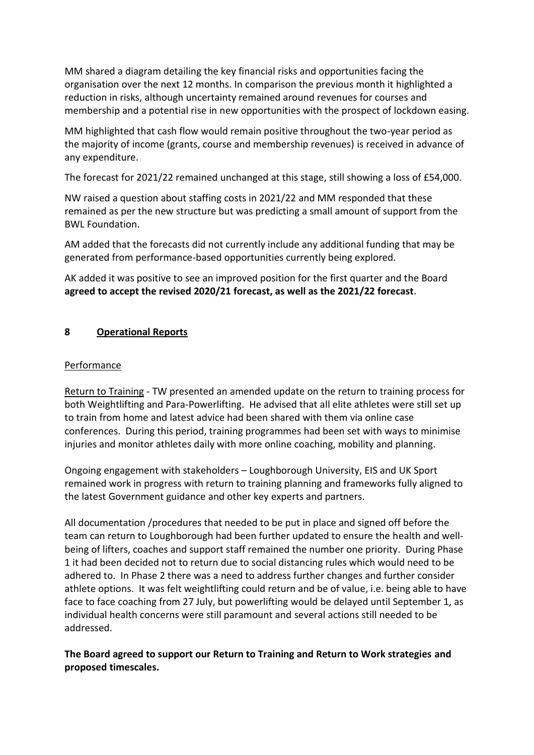MM shared a diagram detailing the key financial risks and opportunities facing the organisation over the next 12 months. In comparison the previous month it highlighted a reduction in risks, although uncertainty remained around revenues for courses and membership and a potential rise in new opportunities with the prospect of lockdown easing.

MM highlighted that cash flow would remain positive throughout the two-year period as the majority of income (grants, course and membership revenues) is received in advance of any expenditure.

The forecast for 2021/22 remained unchanged at this stage, still showing a loss of £54,000.

NW raised a question about staffing costs in 2021/22 and MM responded that these remained as per the new structure but was predicting a small amount of support from the BWL Foundation.

AM added that the forecasts did not currently include any additional funding that may be generated from performance-based opportunities currently being explored.

AK added it was positive to see an improved position for the first quarter and the Board **agreed to accept the revised 2020/21 forecast, as well as the 2021/22 forecast**.

## 8 Operational Reports

### Performance

Return to Training - TW presented an amended update on the return to training process for both Weightlifting and Para-Powerlifting. He advised that all elite athletes were still set up to train from home and latest advice had been shared with them via online case conferences. During this period, training programmes had been set with ways to minimise injuries and monitor athletes daily with more online coaching, mobility and planning.

Ongoing engagement with stakeholders – Loughborough University, EIS and UK Sport remained work in progress with return to training planning and frameworks fully aligned to the latest Government guidance and other key experts and partners.

All documentation /procedures that needed to be put in place and signed off before the team can return to Loughborough had been further updated to ensure the health and well-being of lifters, coaches and support staff remained the number one priority. During Phase 1 it had been decided not to return due to social distancing rules which would need to be adhered to. In Phase 2 there was a need to address further changes and further consider athlete options. It was felt weightlifting could return and be of value, i.e. being able to have face to face coaching from 27 July, but powerlifting would be delayed until September 1, as individual health concerns were still paramount and several actions still needed to be addressed.

**The Board agreed to support our Return to Training and Return to Work strategies and proposed timescales.**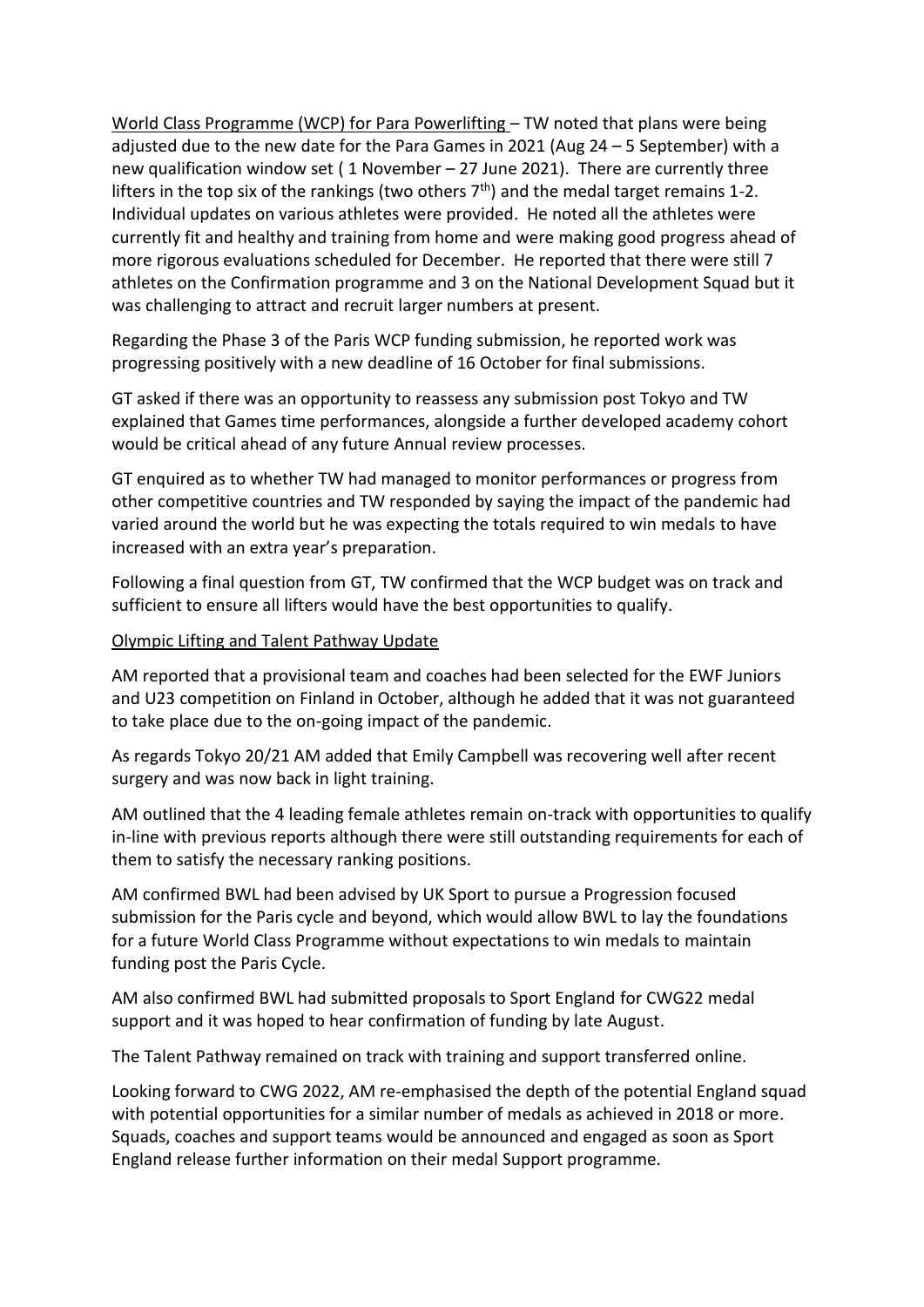World Class Programme (WCP) for Para Powerlifting – TW noted that plans were being adjusted due to the new date for the Para Games in 2021 (Aug 24 – 5 September) with a new qualification window set ( 1 November – 27 June 2021). There are currently three lifters in the top six of the rankings (two others 7th) and the medal target remains 1-2. Individual updates on various athletes were provided. He noted all the athletes were currently fit and healthy and training from home and were making good progress ahead of more rigorous evaluations scheduled for December. He reported that there were still 7 athletes on the Confirmation programme and 3 on the National Development Squad but it was challenging to attract and recruit larger numbers at present.

Regarding the Phase 3 of the Paris WCP funding submission, he reported work was progressing positively with a new deadline of 16 October for final submissions.

GT asked if there was an opportunity to reassess any submission post Tokyo and TW explained that Games time performances, alongside a further developed academy cohort would be critical ahead of any future Annual review processes.

GT enquired as to whether TW had managed to monitor performances or progress from other competitive countries and TW responded by saying the impact of the pandemic had varied around the world but he was expecting the totals required to win medals to have increased with an extra year's preparation.

Following a final question from GT, TW confirmed that the WCP budget was on track and sufficient to ensure all lifters would have the best opportunities to qualify.

Olympic Lifting and Talent Pathway Update

AM reported that a provisional team and coaches had been selected for the EWF Juniors and U23 competition on Finland in October, although he added that it was not guaranteed to take place due to the on-going impact of the pandemic.

As regards Tokyo 20/21 AM added that Emily Campbell was recovering well after recent surgery and was now back in light training.

AM outlined that the 4 leading female athletes remain on-track with opportunities to qualify in-line with previous reports although there were still outstanding requirements for each of them to satisfy the necessary ranking positions.

AM confirmed BWL had been advised by UK Sport to pursue a Progression focused submission for the Paris cycle and beyond, which would allow BWL to lay the foundations for a future World Class Programme without expectations to win medals to maintain funding post the Paris Cycle.

AM also confirmed BWL had submitted proposals to Sport England for CWG22 medal support and it was hoped to hear confirmation of funding by late August.

The Talent Pathway remained on track with training and support transferred online.

Looking forward to CWG 2022, AM re-emphasised the depth of the potential England squad with potential opportunities for a similar number of medals as achieved in 2018 or more. Squads, coaches and support teams would be announced and engaged as soon as Sport England release further information on their medal Support programme.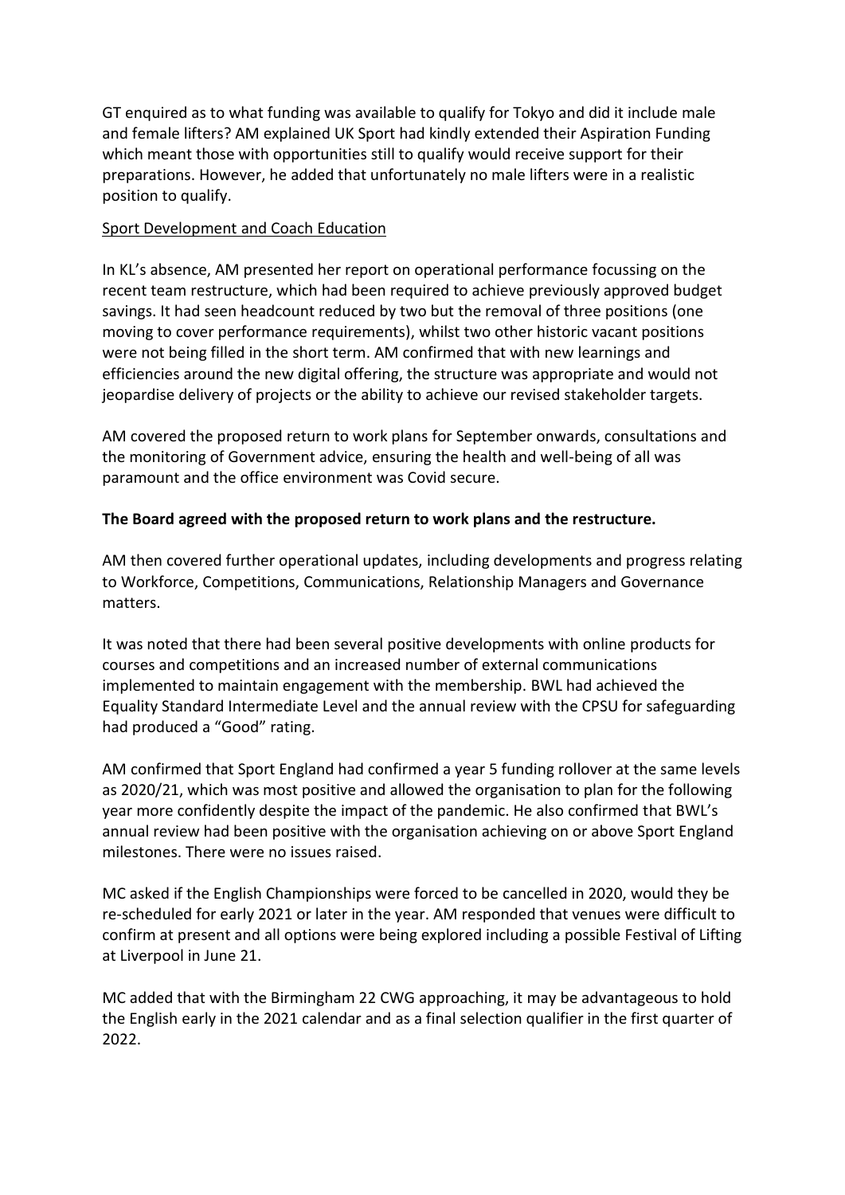GT enquired as to what funding was available to qualify for Tokyo and did it include male and female lifters? AM explained UK Sport had kindly extended their Aspiration Funding which meant those with opportunities still to qualify would receive support for their preparations. However, he added that unfortunately no male lifters were in a realistic position to qualify.

Sport Development and Coach Education

In KL's absence, AM presented her report on operational performance focussing on the recent team restructure, which had been required to achieve previously approved budget savings. It had seen headcount reduced by two but the removal of three positions (one moving to cover performance requirements), whilst two other historic vacant positions were not being filled in the short term. AM confirmed that with new learnings and efficiencies around the new digital offering, the structure was appropriate and would not jeopardise delivery of projects or the ability to achieve our revised stakeholder targets.

AM covered the proposed return to work plans for September onwards, consultations and the monitoring of Government advice, ensuring the health and well-being of all was paramount and the office environment was Covid secure.

**The Board agreed with the proposed return to work plans and the restructure.**

AM then covered further operational updates, including developments and progress relating to Workforce, Competitions, Communications, Relationship Managers and Governance matters.

It was noted that there had been several positive developments with online products for courses and competitions and an increased number of external communications implemented to maintain engagement with the membership. BWL had achieved the Equality Standard Intermediate Level and the annual review with the CPSU for safeguarding had produced a "Good" rating.

AM confirmed that Sport England had confirmed a year 5 funding rollover at the same levels as 2020/21, which was most positive and allowed the organisation to plan for the following year more confidently despite the impact of the pandemic. He also confirmed that BWL's annual review had been positive with the organisation achieving on or above Sport England milestones. There were no issues raised.

MC asked if the English Championships were forced to be cancelled in 2020, would they be re-scheduled for early 2021 or later in the year. AM responded that venues were difficult to confirm at present and all options were being explored including a possible Festival of Lifting at Liverpool in June 21.

MC added that with the Birmingham 22 CWG approaching, it may be advantageous to hold the English early in the 2021 calendar and as a final selection qualifier in the first quarter of 2022.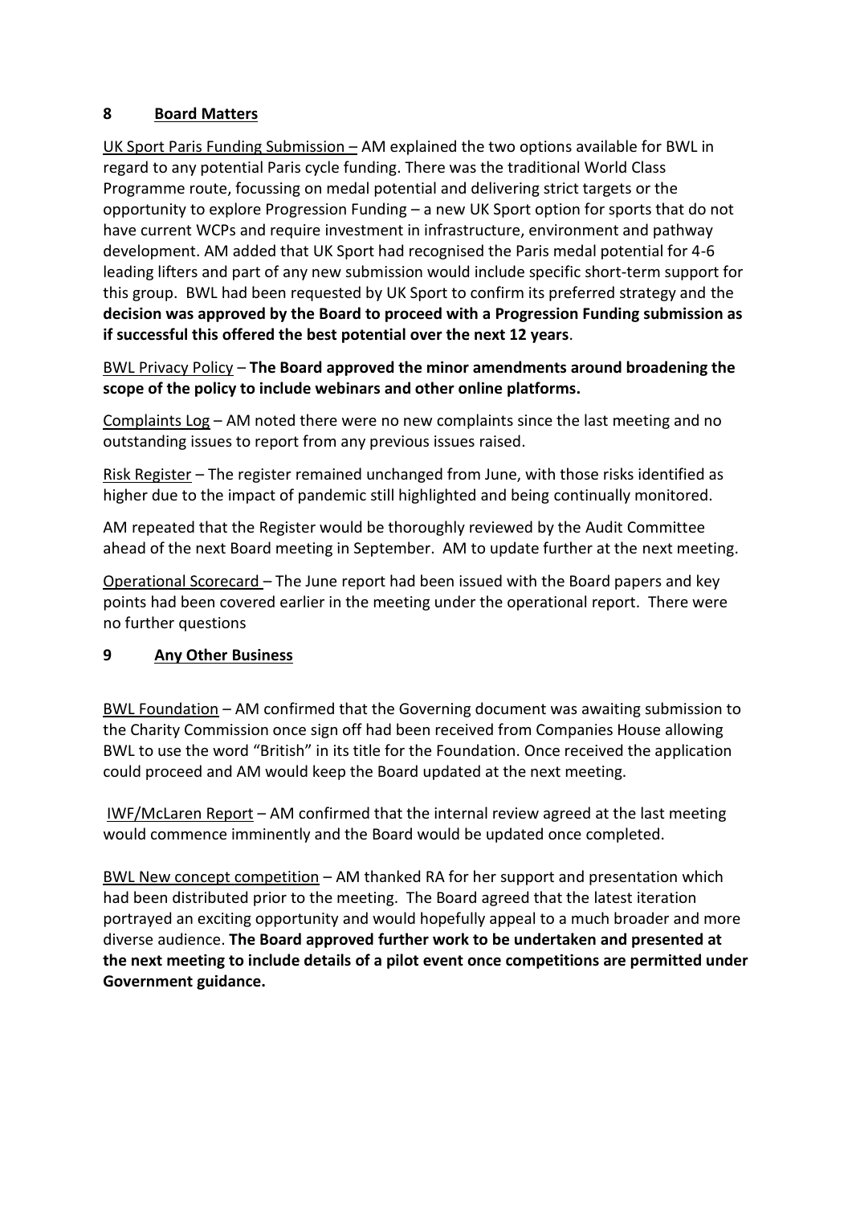## 8 <u>Board Matters</u>

<u>UK Sport Paris Funding Submission –</u> AM explained the two options available for BWL in regard to any potential Paris cycle funding. There was the traditional World Class Programme route, focussing on medal potential and delivering strict targets or the opportunity to explore Progression Funding – a new UK Sport option for sports that do not have current WCPs and require investment in infrastructure, environment and pathway development. AM added that UK Sport had recognised the Paris medal potential for 4-6 leading lifters and part of any new submission would include specific short-term support for this group. BWL had been requested by UK Sport to confirm its preferred strategy and the **decision was approved by the Board to proceed with a Progression Funding submission as if successful this offered the best potential over the next 12 years**.

<u>BWL Privacy Policy</u> – **The Board approved the minor amendments around broadening the scope of the policy to include webinars and other online platforms.**

<u>Complaints Log</u> – AM noted there were no new complaints since the last meeting and no outstanding issues to report from any previous issues raised.

<u>Risk Register</u> – The register remained unchanged from June, with those risks identified as higher due to the impact of pandemic still highlighted and being continually monitored.

AM repeated that the Register would be thoroughly reviewed by the Audit Committee ahead of the next Board meeting in September. AM to update further at the next meeting.

<u>Operational Scorecard</u> – The June report had been issued with the Board papers and key points had been covered earlier in the meeting under the operational report. There were no further questions

## 9 <u>Any Other Business</u>

<u>BWL Foundation</u> – AM confirmed that the Governing document was awaiting submission to the Charity Commission once sign off had been received from Companies House allowing BWL to use the word "British" in its title for the Foundation. Once received the application could proceed and AM would keep the Board updated at the next meeting.

<u>IWF/McLaren Report</u> – AM confirmed that the internal review agreed at the last meeting would commence imminently and the Board would be updated once completed.

<u>BWL New concept competition</u> – AM thanked RA for her support and presentation which had been distributed prior to the meeting. The Board agreed that the latest iteration portrayed an exciting opportunity and would hopefully appeal to a much broader and more diverse audience. **The Board approved further work to be undertaken and presented at the next meeting to include details of a pilot event once competitions are permitted under Government guidance.**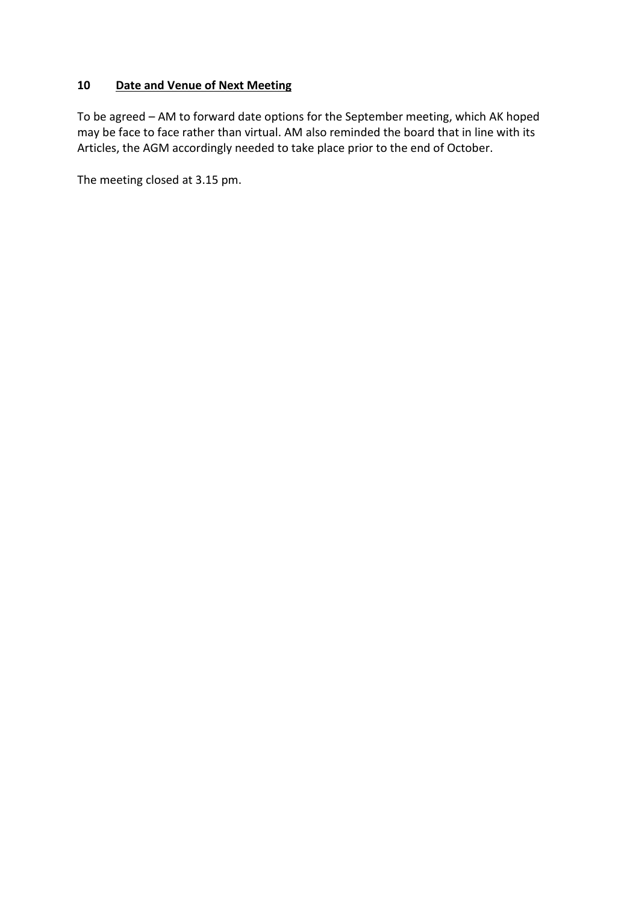## 10 **Date and Venue of Next Meeting**

To be agreed – AM to forward date options for the September meeting, which AK hoped may be face to face rather than virtual. AM also reminded the board that in line with its Articles, the AGM accordingly needed to take place prior to the end of October.

The meeting closed at 3.15 pm.